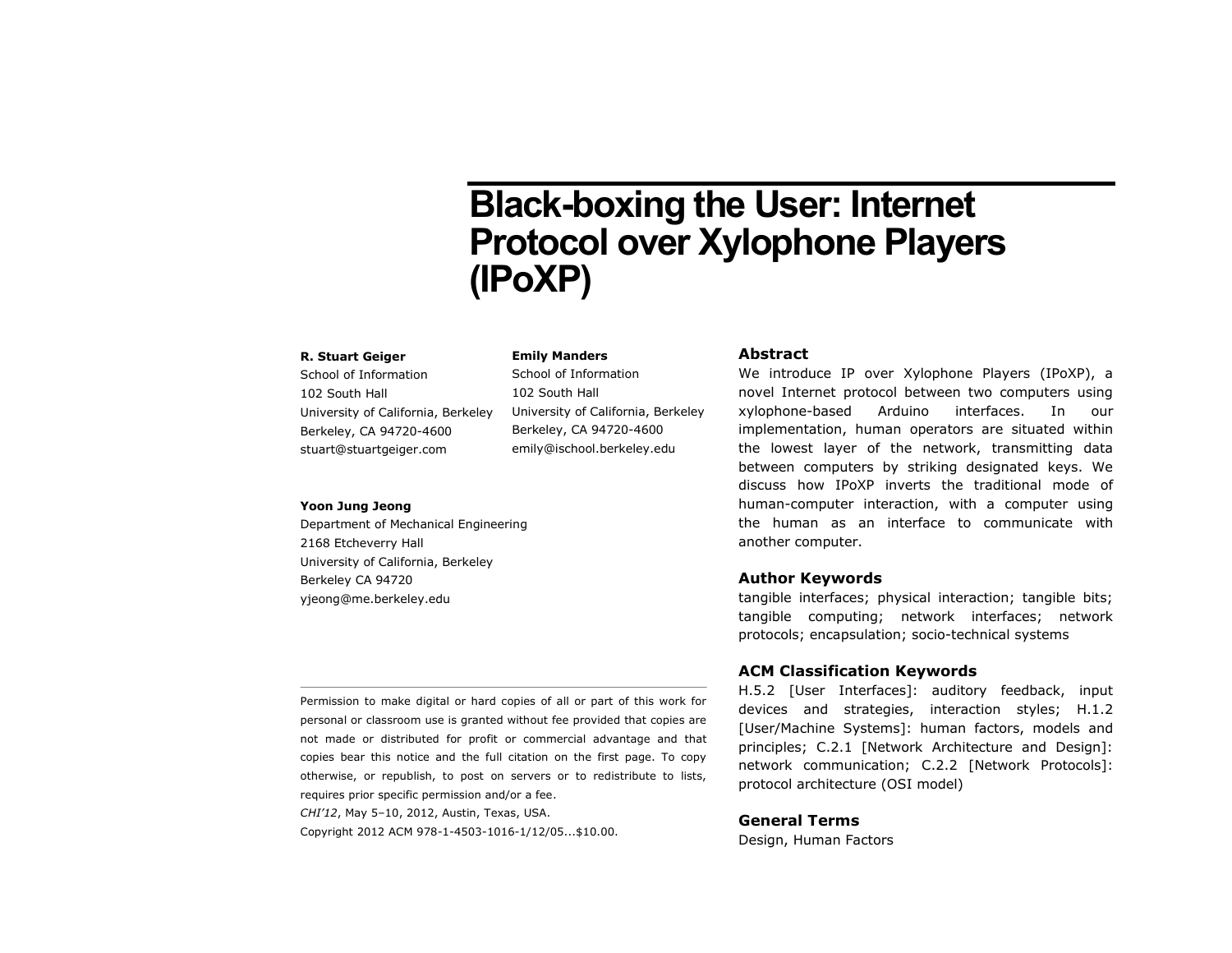# Black-boxing the User: Internet Protocol over Xylophone Players (IPoXP)

**R. Stuart Geiger**
School of Information
102 South Hall
University of California, Berkeley
Berkeley, CA 94720-4600
stuart@stuartgeiger.com

**Emily Manders**
School of Information
102 South Hall
University of California, Berkeley
Berkeley, CA 94720-4600
emily@ischool.berkeley.edu

**Yoon Jung Jeong**
Department of Mechanical Engineering
2168 Etcheverry Hall
University of California, Berkeley
Berkeley CA 94720
yjeong@me.berkeley.edu

Permission to make digital or hard copies of all or part of this work for personal or classroom use is granted without fee provided that copies are not made or distributed for profit or commercial advantage and that copies bear this notice and the full citation on the first page. To copy otherwise, or republish, to post on servers or to redistribute to lists, requires prior specific permission and/or a fee.
*CHI'12*, May 5–10, 2012, Austin, Texas, USA.
Copyright 2012 ACM 978-1-4503-1016-1/12/05...$10.00.

### Abstract

We introduce IP over Xylophone Players (IPoXP), a novel Internet protocol between two computers using xylophone-based Arduino interfaces. In our implementation, human operators are situated within the lowest layer of the network, transmitting data between computers by striking designated keys. We discuss how IPoXP inverts the traditional mode of human-computer interaction, with a computer using the human as an interface to communicate with another computer.

### Author Keywords

tangible interfaces; physical interaction; tangible bits; tangible computing; network interfaces; network protocols; encapsulation; socio-technical systems

### ACM Classification Keywords

H.5.2 [User Interfaces]: auditory feedback, input devices and strategies, interaction styles; H.1.2 [User/Machine Systems]: human factors, models and principles; C.2.1 [Network Architecture and Design]: network communication; C.2.2 [Network Protocols]: protocol architecture (OSI model)

### General Terms

Design, Human Factors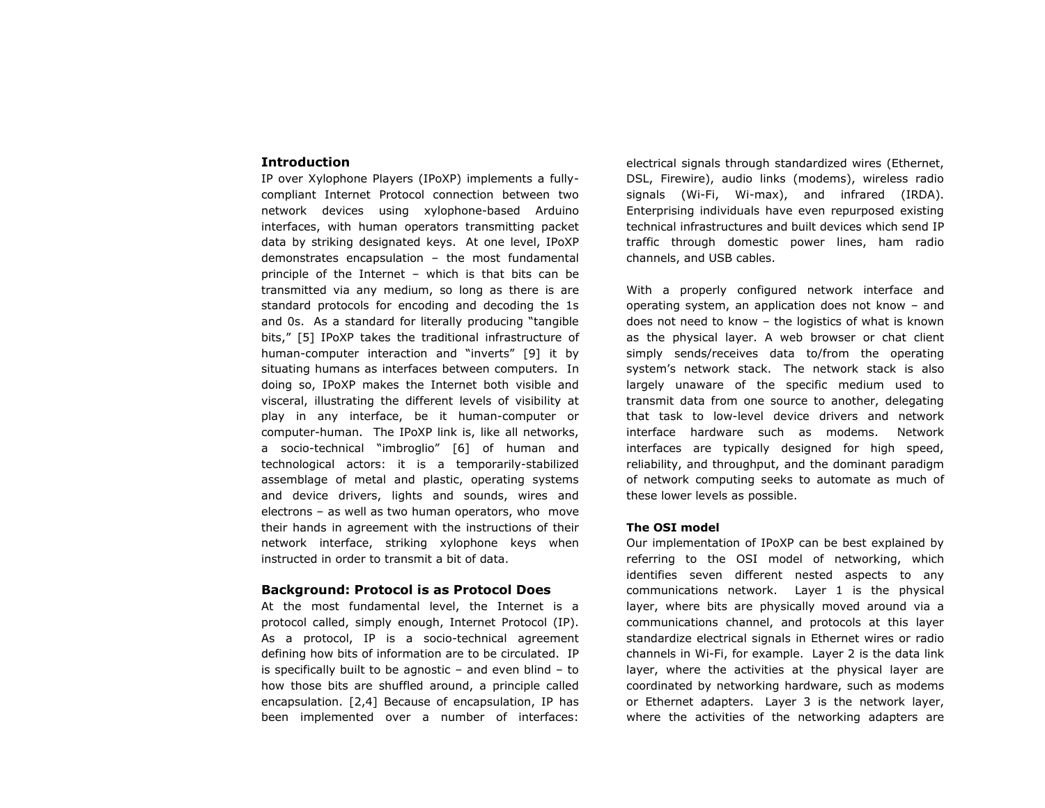## Introduction

IP over Xylophone Players (IPoXP) implements a fully-compliant Internet Protocol connection between two network devices using xylophone-based Arduino interfaces, with human operators transmitting packet data by striking designated keys. At one level, IPoXP demonstrates encapsulation – the most fundamental principle of the Internet – which is that bits can be transmitted via any medium, so long as there is are standard protocols for encoding and decoding the 1s and 0s. As a standard for literally producing "tangible bits," [5] IPoXP takes the traditional infrastructure of human-computer interaction and "inverts" [9] it by situating humans as interfaces between computers. In doing so, IPoXP makes the Internet both visible and visceral, illustrating the different levels of visibility at play in any interface, be it human-computer or computer-human. The IPoXP link is, like all networks, a socio-technical "imbroglio" [6] of human and technological actors: it is a temporarily-stabilized assemblage of metal and plastic, operating systems and device drivers, lights and sounds, wires and electrons – as well as two human operators, who move their hands in agreement with the instructions of their network interface, striking xylophone keys when instructed in order to transmit a bit of data.

## Background: Protocol is as Protocol Does

At the most fundamental level, the Internet is a protocol called, simply enough, Internet Protocol (IP). As a protocol, IP is a socio-technical agreement defining how bits of information are to be circulated. IP is specifically built to be agnostic – and even blind – to how those bits are shuffled around, a principle called encapsulation. [2,4] Because of encapsulation, IP has been implemented over a number of interfaces: electrical signals through standardized wires (Ethernet, DSL, Firewire), audio links (modems), wireless radio signals (Wi-Fi, Wi-max), and infrared (IRDA). Enterprising individuals have even repurposed existing technical infrastructures and built devices which send IP traffic through domestic power lines, ham radio channels, and USB cables.

With a properly configured network interface and operating system, an application does not know – and does not need to know – the logistics of what is known as the physical layer. A web browser or chat client simply sends/receives data to/from the operating system's network stack. The network stack is also largely unaware of the specific medium used to transmit data from one source to another, delegating that task to low-level device drivers and network interface hardware such as modems. Network interfaces are typically designed for high speed, reliability, and throughput, and the dominant paradigm of network computing seeks to automate as much of these lower levels as possible.

### The OSI model

Our implementation of IPoXP can be best explained by referring to the OSI model of networking, which identifies seven different nested aspects to any communications network. Layer 1 is the physical layer, where bits are physically moved around via a communications channel, and protocols at this layer standardize electrical signals in Ethernet wires or radio channels in Wi-Fi, for example. Layer 2 is the data link layer, where the activities at the physical layer are coordinated by networking hardware, such as modems or Ethernet adapters. Layer 3 is the network layer, where the activities of the networking adapters are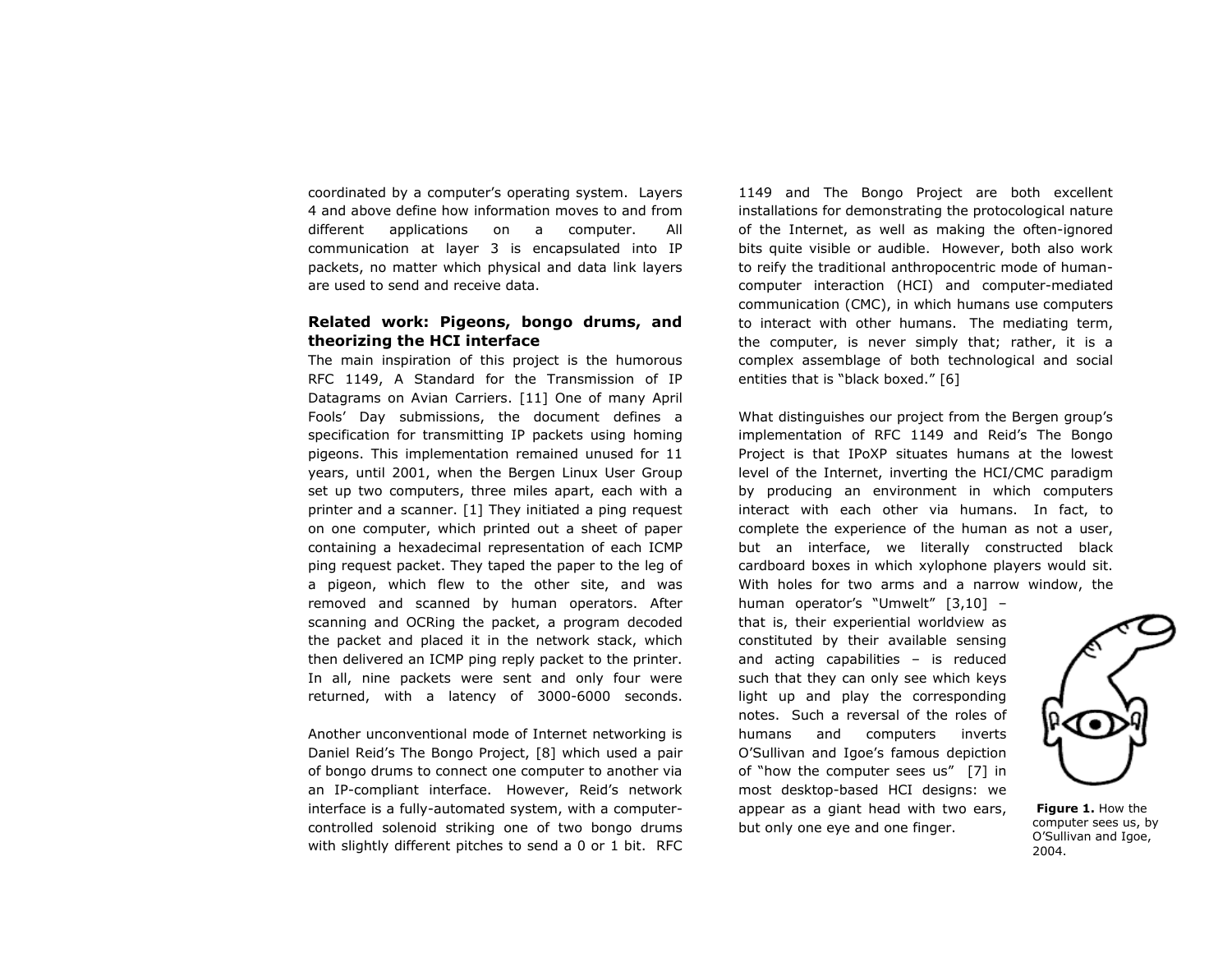coordinated by a computer's operating system. Layers 4 and above define how information moves to and from different applications on a computer. All communication at layer 3 is encapsulated into IP packets, no matter which physical and data link layers are used to send and receive data.

## Related work: Pigeons, bongo drums, and theorizing the HCI interface

The main inspiration of this project is the humorous RFC 1149, A Standard for the Transmission of IP Datagrams on Avian Carriers. [11] One of many April Fools' Day submissions, the document defines a specification for transmitting IP packets using homing pigeons. This implementation remained unused for 11 years, until 2001, when the Bergen Linux User Group set up two computers, three miles apart, each with a printer and a scanner. [1] They initiated a ping request on one computer, which printed out a sheet of paper containing a hexadecimal representation of each ICMP ping request packet. They taped the paper to the leg of a pigeon, which flew to the other site, and was removed and scanned by human operators. After scanning and OCRing the packet, a program decoded the packet and placed it in the network stack, which then delivered an ICMP ping reply packet to the printer. In all, nine packets were sent and only four were returned, with a latency of 3000-6000 seconds.

Another unconventional mode of Internet networking is Daniel Reid's The Bongo Project, [8] which used a pair of bongo drums to connect one computer to another via an IP-compliant interface. However, Reid's network interface is a fully-automated system, with a computer-controlled solenoid striking one of two bongo drums with slightly different pitches to send a 0 or 1 bit. RFC 1149 and The Bongo Project are both excellent installations for demonstrating the protocological nature of the Internet, as well as making the often-ignored bits quite visible or audible. However, both also work to reify the traditional anthropocentric mode of human-computer interaction (HCI) and computer-mediated communication (CMC), in which humans use computers to interact with other humans. The mediating term, the computer, is never simply that; rather, it is a complex assemblage of both technological and social entities that is "black boxed." [6]

What distinguishes our project from the Bergen group's implementation of RFC 1149 and Reid's The Bongo Project is that IPoXP situates humans at the lowest level of the Internet, inverting the HCI/CMC paradigm by producing an environment in which computers interact with each other via humans. In fact, to complete the experience of the human as not a user, but an interface, we literally constructed black cardboard boxes in which xylophone players would sit. With holes for two arms and a narrow window, the human operator's "Umwelt" [3,10] – that is, their experiential worldview as constituted by their available sensing and acting capabilities – is reduced such that they can only see which keys light up and play the corresponding notes. Such a reversal of the roles of humans and computers inverts O'Sullivan and Igoe's famous depiction of "how the computer sees us" [7] in most desktop-based HCI designs: we appear as a giant head with two ears, but only one eye and one finger.

**Figure 1.** How the computer sees us, by O'Sullivan and Igoe, 2004.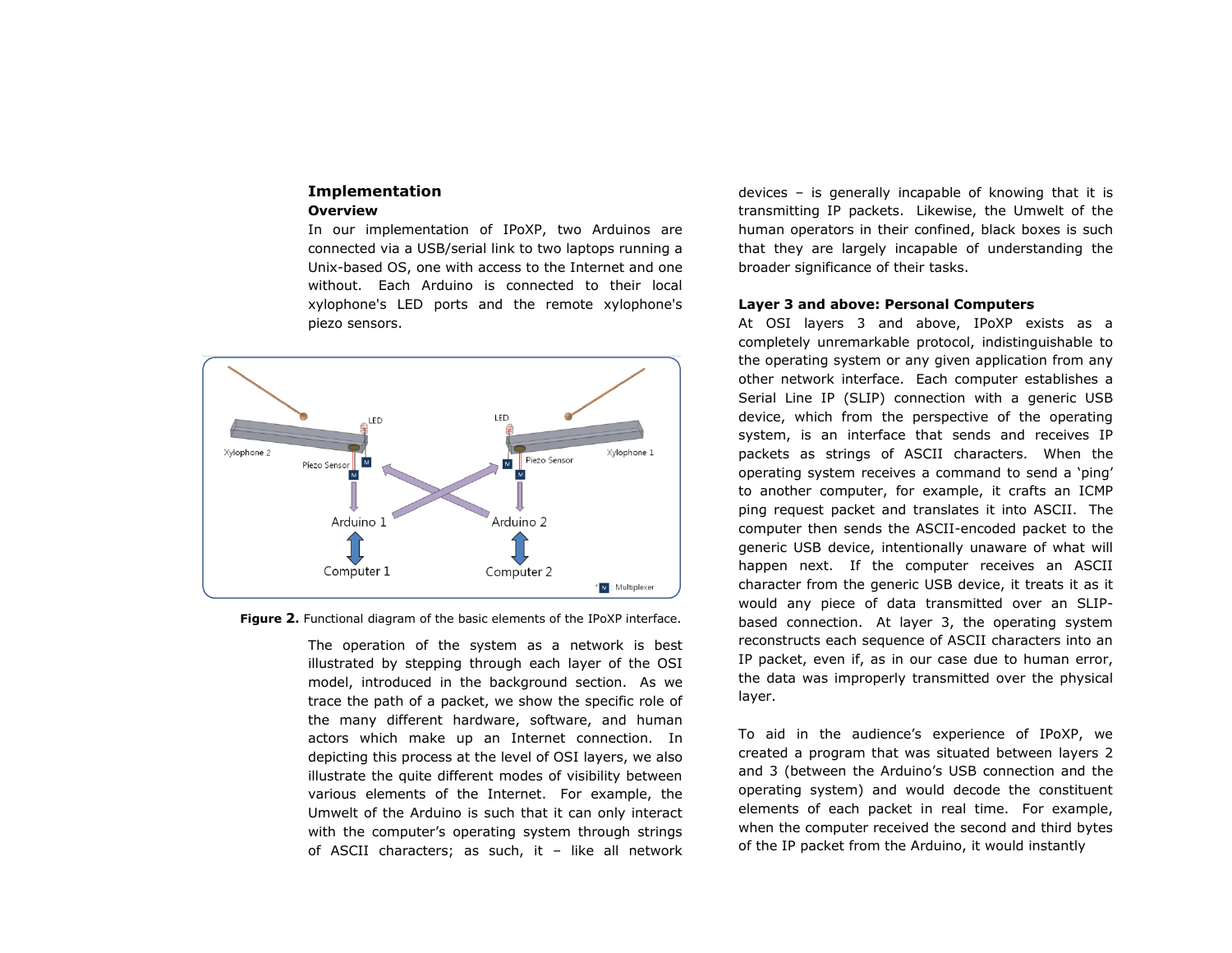## Implementation

### Overview

In our implementation of IPoXP, two Arduinos are connected via a USB/serial link to two laptops running a Unix-based OS, one with access to the Internet and one without. Each Arduino is connected to their local xylophone's LED ports and the remote xylophone's piezo sensors.

LED
LED
Xylophone 2
Xylophone 1
Piezo Sensor
Piezo Sensor
M
M
M
M
Arduino 1
Arduino 2
Computer 1
Computer 2
M : Multiplexer

**Figure 2.** Functional diagram of the basic elements of the IPoXP interface.

The operation of the system as a network is best illustrated by stepping through each layer of the OSI model, introduced in the background section. As we trace the path of a packet, we show the specific role of the many different hardware, software, and human actors which make up an Internet connection. In depicting this process at the level of OSI layers, we also illustrate the quite different modes of visibility between various elements of the Internet. For example, the Umwelt of the Arduino is such that it can only interact with the computer's operating system through strings of ASCII characters; as such, it – like all network devices – is generally incapable of knowing that it is transmitting IP packets. Likewise, the Umwelt of the human operators in their confined, black boxes is such that they are largely incapable of understanding the broader significance of their tasks.

### Layer 3 and above: Personal Computers

At OSI layers 3 and above, IPoXP exists as a completely unremarkable protocol, indistinguishable to the operating system or any given application from any other network interface. Each computer establishes a Serial Line IP (SLIP) connection with a generic USB device, which from the perspective of the operating system, is an interface that sends and receives IP packets as strings of ASCII characters. When the operating system receives a command to send a 'ping' to another computer, for example, it crafts an ICMP ping request packet and translates it into ASCII. The computer then sends the ASCII-encoded packet to the generic USB device, intentionally unaware of what will happen next. If the computer receives an ASCII character from the generic USB device, it treats it as it would any piece of data transmitted over an SLIP-based connection. At layer 3, the operating system reconstructs each sequence of ASCII characters into an IP packet, even if, as in our case due to human error, the data was improperly transmitted over the physical layer.

To aid in the audience's experience of IPoXP, we created a program that was situated between layers 2 and 3 (between the Arduino's USB connection and the operating system) and would decode the constituent elements of each packet in real time. For example, when the computer received the second and third bytes of the IP packet from the Arduino, it would instantly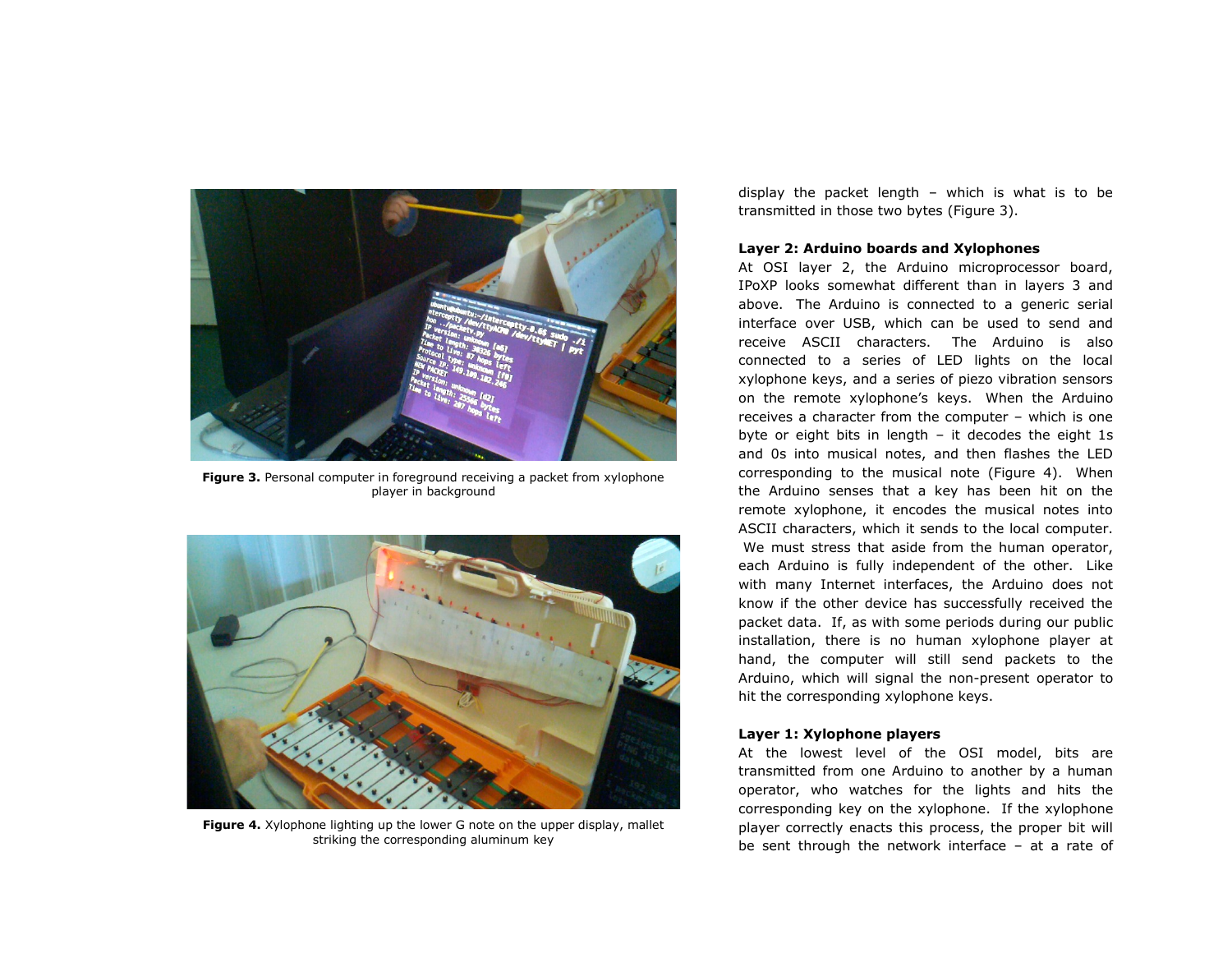Figure 3. Personal computer in foreground receiving a packet from xylophone player in background

Figure 4. Xylophone lighting up the lower G note on the upper display, mallet striking the corresponding aluminum key

display the packet length – which is what is to be transmitted in those two bytes (Figure 3).

**Layer 2: Arduino boards and Xylophones**

At OSI layer 2, the Arduino microprocessor board, IPoXP looks somewhat different than in layers 3 and above. The Arduino is connected to a generic serial interface over USB, which can be used to send and receive ASCII characters. The Arduino is also connected to a series of LED lights on the local xylophone keys, and a series of piezo vibration sensors on the remote xylophone's keys. When the Arduino receives a character from the computer – which is one byte or eight bits in length – it decodes the eight 1s and 0s into musical notes, and then flashes the LED corresponding to the musical note (Figure 4). When the Arduino senses that a key has been hit on the remote xylophone, it encodes the musical notes into ASCII characters, which it sends to the local computer. We must stress that aside from the human operator, each Arduino is fully independent of the other. Like with many Internet interfaces, the Arduino does not know if the other device has successfully received the packet data. If, as with some periods during our public installation, there is no human xylophone player at hand, the computer will still send packets to the Arduino, which will signal the non-present operator to hit the corresponding xylophone keys.

**Layer 1: Xylophone players**

At the lowest level of the OSI model, bits are transmitted from one Arduino to another by a human operator, who watches for the lights and hits the corresponding key on the xylophone. If the xylophone player correctly enacts this process, the proper bit will be sent through the network interface – at a rate of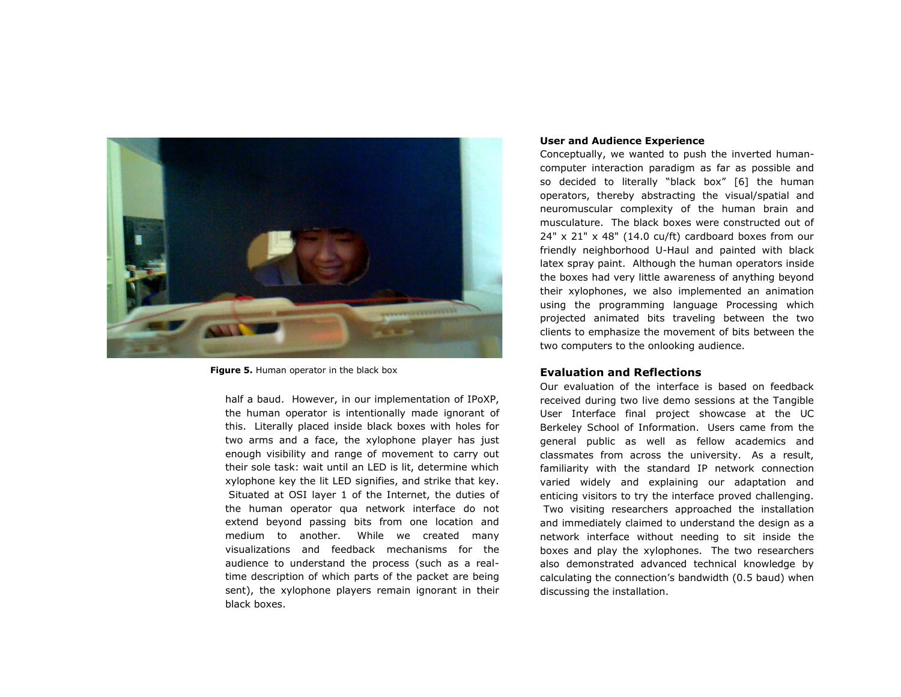Figure 5. Human operator in the black box

half a baud. However, in our implementation of IPoXP, the human operator is intentionally made ignorant of this. Literally placed inside black boxes with holes for two arms and a face, the xylophone player has just enough visibility and range of movement to carry out their sole task: wait until an LED is lit, determine which xylophone key the lit LED signifies, and strike that key. Situated at OSI layer 1 of the Internet, the duties of the human operator qua network interface do not extend beyond passing bits from one location and medium to another. While we created many visualizations and feedback mechanisms for the audience to understand the process (such as a real-time description of which parts of the packet are being sent), the xylophone players remain ignorant in their black boxes.

**User and Audience Experience**

Conceptually, we wanted to push the inverted human-computer interaction paradigm as far as possible and so decided to literally "black box" [6] the human operators, thereby abstracting the visual/spatial and neuromuscular complexity of the human brain and musculature. The black boxes were constructed out of 24" x 21" x 48" (14.0 cu/ft) cardboard boxes from our friendly neighborhood U-Haul and painted with black latex spray paint. Although the human operators inside the boxes had very little awareness of anything beyond their xylophones, we also implemented an animation using the programming language Processing which projected animated bits traveling between the two clients to emphasize the movement of bits between the two computers to the onlooking audience.

## Evaluation and Reflections

Our evaluation of the interface is based on feedback received during two live demo sessions at the Tangible User Interface final project showcase at the UC Berkeley School of Information. Users came from the general public as well as fellow academics and classmates from across the university. As a result, familiarity with the standard IP network connection varied widely and explaining our adaptation and enticing visitors to try the interface proved challenging. Two visiting researchers approached the installation and immediately claimed to understand the design as a network interface without needing to sit inside the boxes and play the xylophones. The two researchers also demonstrated advanced technical knowledge by calculating the connection's bandwidth (0.5 baud) when discussing the installation.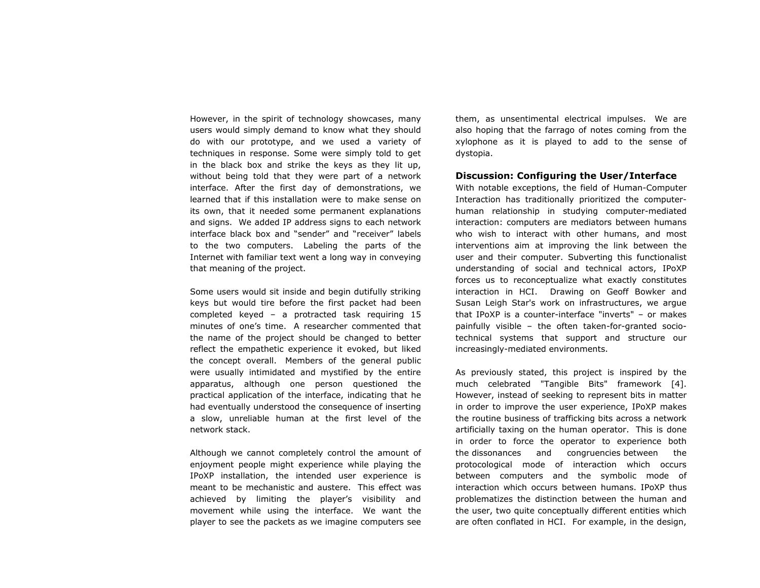However, in the spirit of technology showcases, many users would simply demand to know what they should do with our prototype, and we used a variety of techniques in response. Some were simply told to get in the black box and strike the keys as they lit up, without being told that they were part of a network interface. After the first day of demonstrations, we learned that if this installation were to make sense on its own, that it needed some permanent explanations and signs. We added IP address signs to each network interface black box and "sender" and "receiver" labels to the two computers. Labeling the parts of the Internet with familiar text went a long way in conveying that meaning of the project.

Some users would sit inside and begin dutifully striking keys but would tire before the first packet had been completed keyed – a protracted task requiring 15 minutes of one's time. A researcher commented that the name of the project should be changed to better reflect the empathetic experience it evoked, but liked the concept overall. Members of the general public were usually intimidated and mystified by the entire apparatus, although one person questioned the practical application of the interface, indicating that he had eventually understood the consequence of inserting a slow, unreliable human at the first level of the network stack.

Although we cannot completely control the amount of enjoyment people might experience while playing the IPoXP installation, the intended user experience is meant to be mechanistic and austere. This effect was achieved by limiting the player's visibility and movement while using the interface. We want the player to see the packets as we imagine computers see them, as unsentimental electrical impulses. We are also hoping that the farrago of notes coming from the xylophone as it is played to add to the sense of dystopia.

## Discussion: Configuring the User/Interface

With notable exceptions, the field of Human-Computer Interaction has traditionally prioritized the computer-human relationship in studying computer-mediated interaction: computers are mediators between humans who wish to interact with other humans, and most interventions aim at improving the link between the user and their computer. Subverting this functionalist understanding of social and technical actors, IPoXP forces us to reconceptualize what exactly constitutes interaction in HCI. Drawing on Geoff Bowker and Susan Leigh Star's work on infrastructures, we argue that IPoXP is a counter-interface "inverts" – or makes painfully visible – the often taken-for-granted socio-technical systems that support and structure our increasingly-mediated environments.

As previously stated, this project is inspired by the much celebrated "Tangible Bits" framework [4]. However, instead of seeking to represent bits in matter in order to improve the user experience, IPoXP makes the routine business of trafficking bits across a network artificially taxing on the human operator. This is done in order to force the operator to experience both the dissonances and congruencies between the protocological mode of interaction which occurs between computers and the symbolic mode of interaction which occurs between humans. IPoXP thus problematizes the distinction between the human and the user, two quite conceptually different entities which are often conflated in HCI. For example, in the design,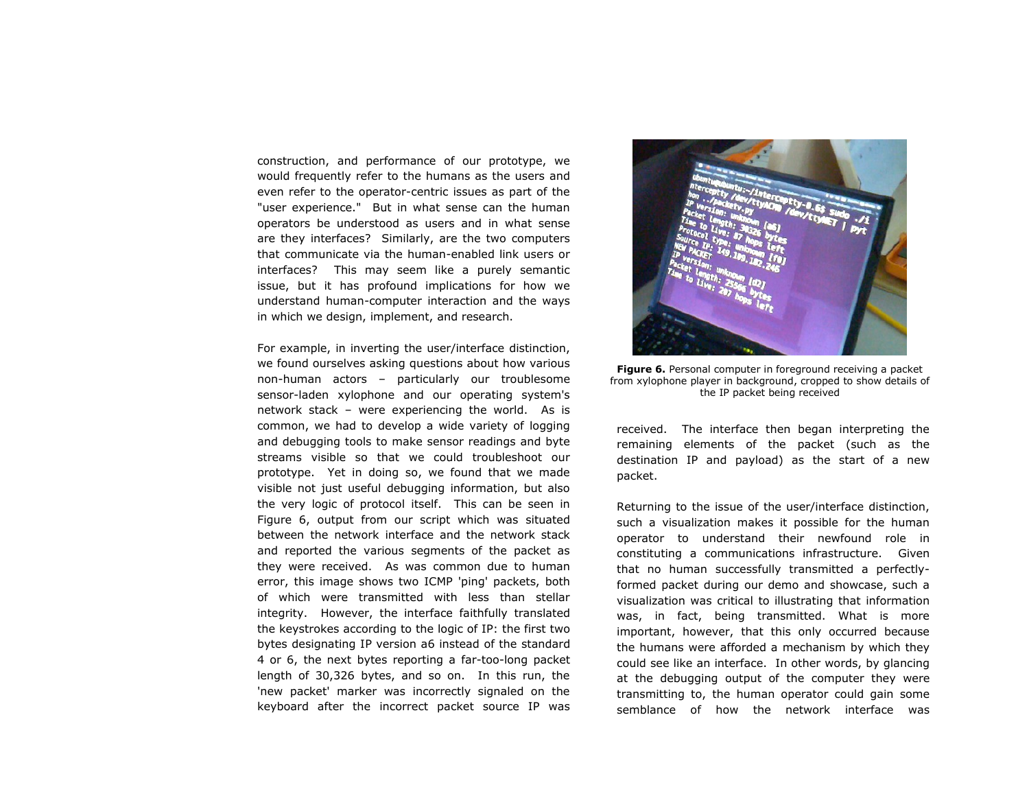construction, and performance of our prototype, we would frequently refer to the humans as the users and even refer to the operator-centric issues as part of the "user experience." But in what sense can the human operators be understood as users and in what sense are they interfaces? Similarly, are the two computers that communicate via the human-enabled link users or interfaces? This may seem like a purely semantic issue, but it has profound implications for how we understand human-computer interaction and the ways in which we design, implement, and research.

For example, in inverting the user/interface distinction, we found ourselves asking questions about how various non-human actors – particularly our troublesome sensor-laden xylophone and our operating system's network stack – were experiencing the world. As is common, we had to develop a wide variety of logging and debugging tools to make sensor readings and byte streams visible so that we could troubleshoot our prototype. Yet in doing so, we found that we made visible not just useful debugging information, but also the very logic of protocol itself. This can be seen in Figure 6, output from our script which was situated between the network interface and the network stack and reported the various segments of the packet as they were received. As was common due to human error, this image shows two ICMP 'ping' packets, both of which were transmitted with less than stellar integrity. However, the interface faithfully translated the keystrokes according to the logic of IP: the first two bytes designating IP version a6 instead of the standard 4 or 6, the next bytes reporting a far-too-long packet length of 30,326 bytes, and so on. In this run, the 'new packet' marker was incorrectly signaled on the keyboard after the incorrect packet source IP was received. The interface then began interpreting the remaining elements of the packet (such as the destination IP and payload) as the start of a new packet.

**Figure 6.** Personal computer in foreground receiving a packet from xylophone player in background, cropped to show details of the IP packet being received

Returning to the issue of the user/interface distinction, such a visualization makes it possible for the human operator to understand their newfound role in constituting a communications infrastructure. Given that no human successfully transmitted a perfectly-formed packet during our demo and showcase, such a visualization was critical to illustrating that information was, in fact, being transmitted. What is more important, however, that this only occurred because the humans were afforded a mechanism by which they could see like an interface. In other words, by glancing at the debugging output of the computer they were transmitting to, the human operator could gain some semblance of how the network interface was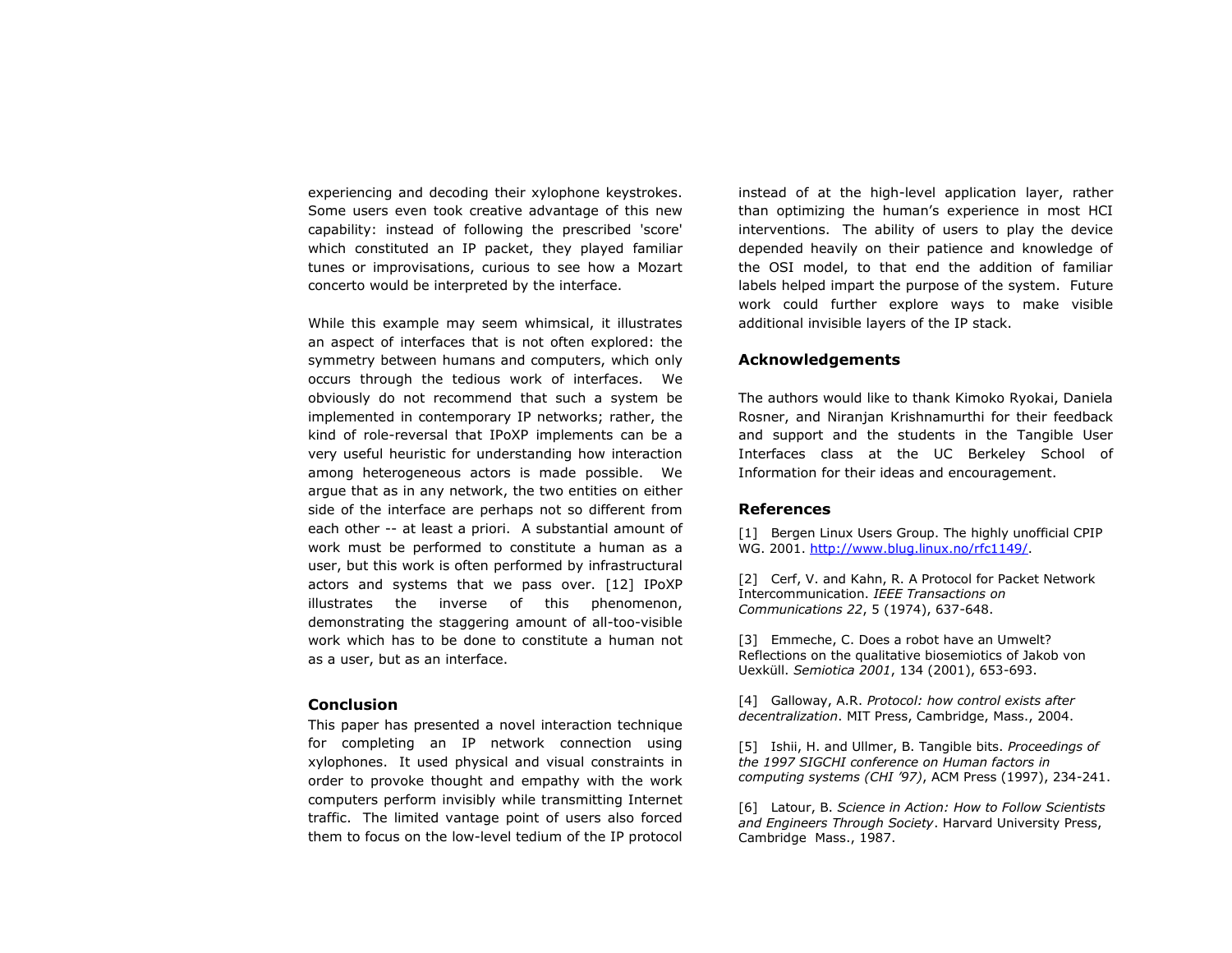experiencing and decoding their xylophone keystrokes. Some users even took creative advantage of this new capability: instead of following the prescribed 'score' which constituted an IP packet, they played familiar tunes or improvisations, curious to see how a Mozart concerto would be interpreted by the interface.

While this example may seem whimsical, it illustrates an aspect of interfaces that is not often explored: the symmetry between humans and computers, which only occurs through the tedious work of interfaces. We obviously do not recommend that such a system be implemented in contemporary IP networks; rather, the kind of role-reversal that IPoXP implements can be a very useful heuristic for understanding how interaction among heterogeneous actors is made possible. We argue that as in any network, the two entities on either side of the interface are perhaps not so different from each other -- at least a priori. A substantial amount of work must be performed to constitute a human as a user, but this work is often performed by infrastructural actors and systems that we pass over. [12] IPoXP illustrates the inverse of this phenomenon, demonstrating the staggering amount of all-too-visible work which has to be done to constitute a human not as a user, but as an interface.

## Conclusion

This paper has presented a novel interaction technique for completing an IP network connection using xylophones. It used physical and visual constraints in order to provoke thought and empathy with the work computers perform invisibly while transmitting Internet traffic. The limited vantage point of users also forced them to focus on the low-level tedium of the IP protocol instead of at the high-level application layer, rather than optimizing the human's experience in most HCI interventions. The ability of users to play the device depended heavily on their patience and knowledge of the OSI model, to that end the addition of familiar labels helped impart the purpose of the system. Future work could further explore ways to make visible additional invisible layers of the IP stack.

## Acknowledgements

The authors would like to thank Kimoko Ryokai, Daniela Rosner, and Niranjan Krishnamurthi for their feedback and support and the students in the Tangible User Interfaces class at the UC Berkeley School of Information for their ideas and encouragement.

## References

[1] Bergen Linux Users Group. The highly unofficial CPIP WG. 2001. http://www.blug.linux.no/rfc1149/.

[2] Cerf, V. and Kahn, R. A Protocol for Packet Network Intercommunication. *IEEE Transactions on Communications 22*, 5 (1974), 637-648.

[3] Emmeche, C. Does a robot have an Umwelt? Reflections on the qualitative biosemiotics of Jakob von Uexküll. *Semiotica 2001*, 134 (2001), 653-693.

[4] Galloway, A.R. *Protocol: how control exists after decentralization*. MIT Press, Cambridge, Mass., 2004.

[5] Ishii, H. and Ullmer, B. Tangible bits. *Proceedings of the 1997 SIGCHI conference on Human factors in computing systems (CHI '97)*, ACM Press (1997), 234-241.

[6] Latour, B. *Science in Action: How to Follow Scientists and Engineers Through Society*. Harvard University Press, Cambridge Mass., 1987.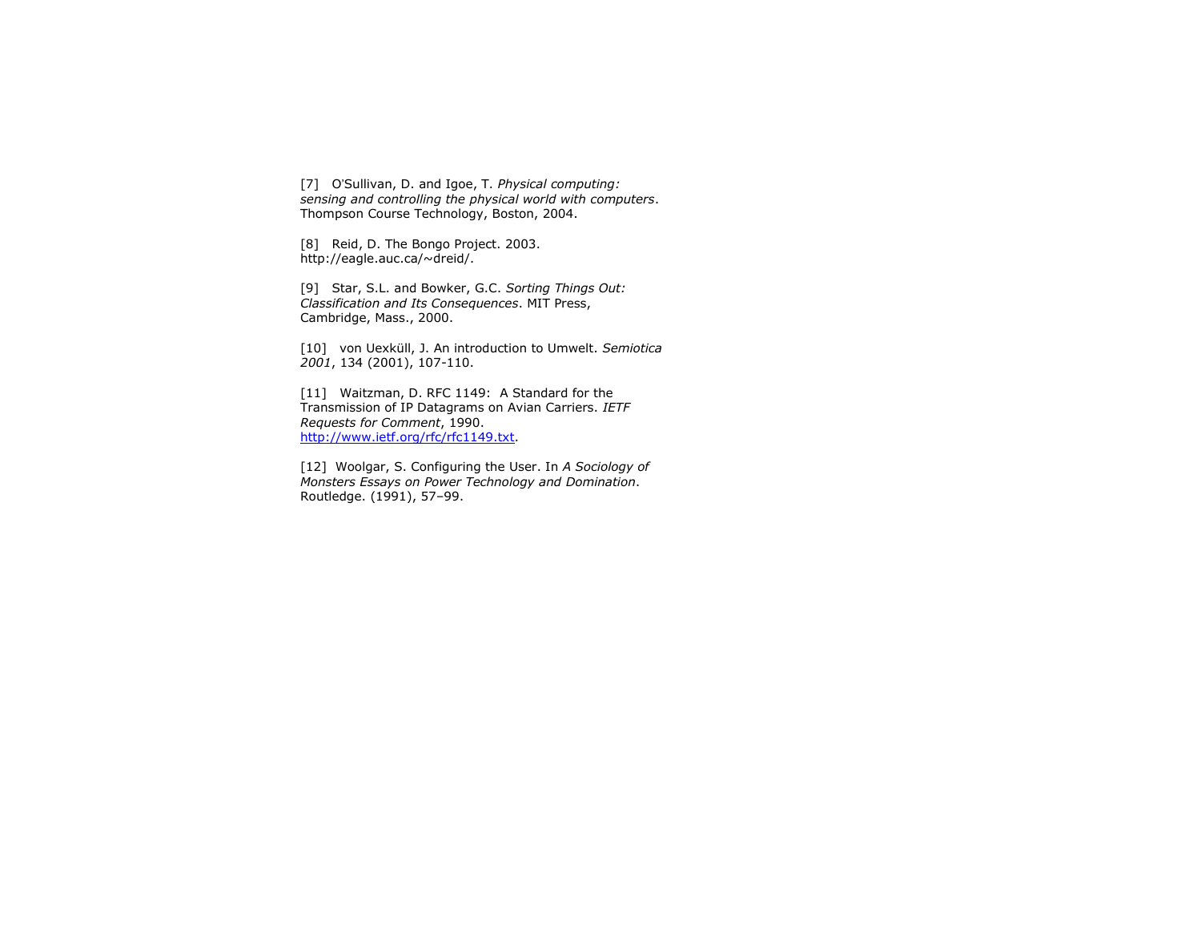[7] O'Sullivan, D. and Igoe, T. *Physical computing: sensing and controlling the physical world with computers*. Thompson Course Technology, Boston, 2004.

[8] Reid, D. The Bongo Project. 2003. http://eagle.auc.ca/~dreid/.

[9] Star, S.L. and Bowker, G.C. *Sorting Things Out: Classification and Its Consequences*. MIT Press, Cambridge, Mass., 2000.

[10] von Uexküll, J. An introduction to Umwelt. *Semiotica 2001*, 134 (2001), 107-110.

[11] Waitzman, D. RFC 1149: A Standard for the Transmission of IP Datagrams on Avian Carriers. *IETF Requests for Comment*, 1990. http://www.ietf.org/rfc/rfc1149.txt.

[12] Woolgar, S. Configuring the User. In *A Sociology of Monsters Essays on Power Technology and Domination*. Routledge. (1991), 57–99.